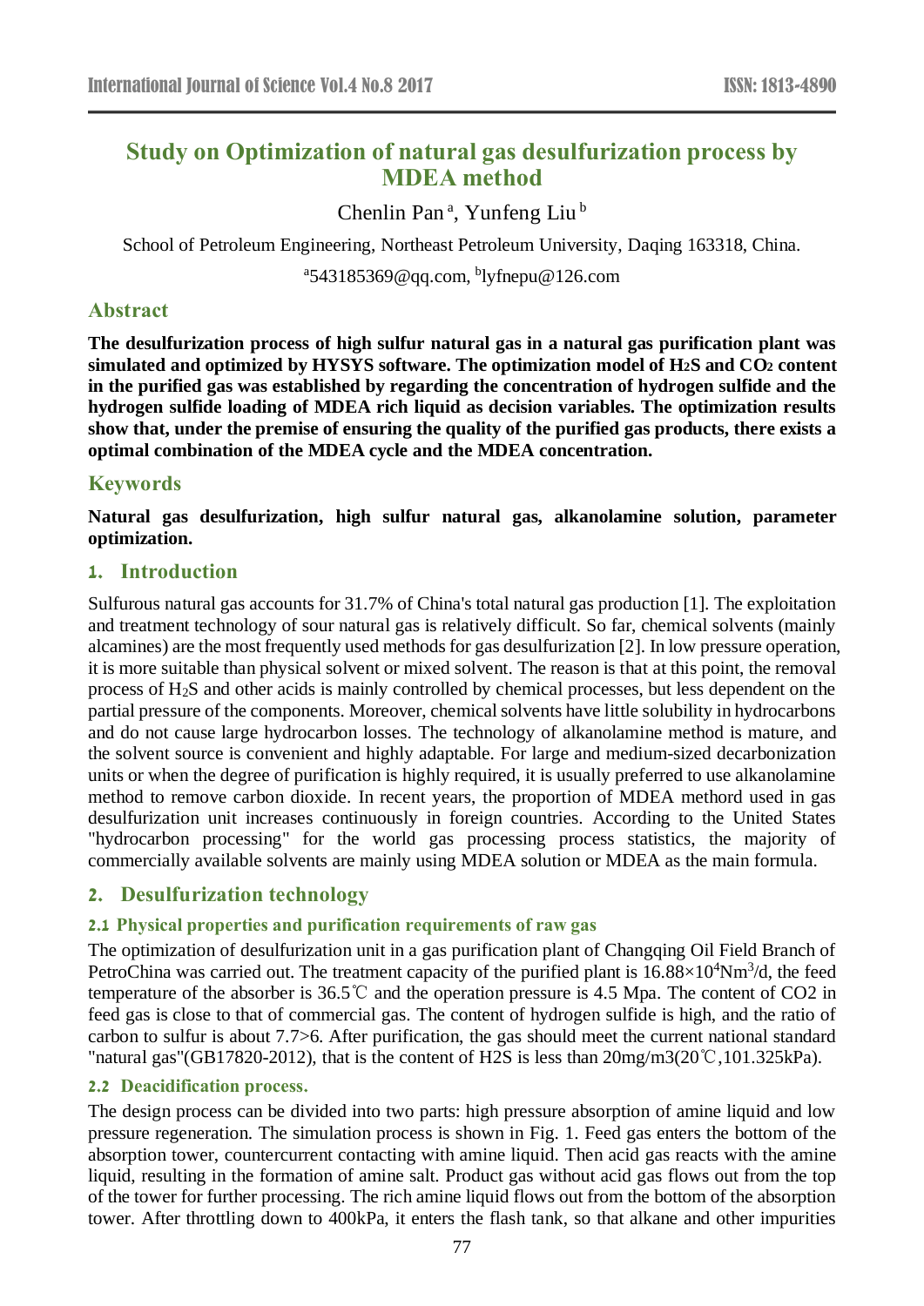# Study on Optimization of natural gas desulfurization process by MDEA method

Chenlin Pan [a], Yunfeng Liu [b]

School of Petroleum Engineering, Northeast Petroleum University, Daqing 163318, China.

[a]543185369@qq.com, [b]lyfnepu@126.com

## Abstract

**The desulfurization process of high sulfur natural gas in a natural gas purification plant was simulated and optimized by HYSYS software. The optimization model of $H_2S$ and $CO_2$ content in the purified gas was established by regarding the concentration of hydrogen sulfide and the hydrogen sulfide loading of MDEA rich liquid as decision variables. The optimization results show that, under the premise of ensuring the quality of the purified gas products, there exists a optimal combination of the MDEA cycle and the MDEA concentration.**

## Keywords

**Natural gas desulfurization, high sulfur natural gas, alkanolamine solution, parameter optimization.**

## 1. Introduction

Sulfurous natural gas accounts for 31.7% of China's total natural gas production [1]. The exploitation and treatment technology of sour natural gas is relatively difficult. So far, chemical solvents (mainly alcamines) are the most frequently used methods for gas desulfurization [2]. In low pressure operation, it is more suitable than physical solvent or mixed solvent. The reason is that at this point, the removal process of $H_2S$ and other acids is mainly controlled by chemical processes, but less dependent on the partial pressure of the components. Moreover, chemical solvents have little solubility in hydrocarbons and do not cause large hydrocarbon losses. The technology of alkanolamine method is mature, and the solvent source is convenient and highly adaptable. For large and medium-sized decarbonization units or when the degree of purification is highly required, it is usually preferred to use alkanolamine method to remove carbon dioxide. In recent years, the proportion of MDEA methord used in gas desulfurization unit increases continuously in foreign countries. According to the United States "hydrocarbon processing" for the world gas processing process statistics, the majority of commercially available solvents are mainly using MDEA solution or MDEA as the main formula.

## 2. Desulfurization technology

### 2.1 Physical properties and purification requirements of raw gas

The optimization of desulfurization unit in a gas purification plant of Changqing Oil Field Branch of PetroChina was carried out. The treatment capacity of the purified plant is $16.88\times10^4 Nm^3/d$, the feed temperature of the absorber is 36.5℃ and the operation pressure is 4.5 Mpa. The content of CO2 in feed gas is close to that of commercial gas. The content of hydrogen sulfide is high, and the ratio of carbon to sulfur is about 7.7>6. After purification, the gas should meet the current national standard "natural gas"(GB17820-2012), that is the content of H2S is less than 20mg/m3(20℃,101.325kPa).

### 2.2 Deacidification process.

The design process can be divided into two parts: high pressure absorption of amine liquid and low pressure regeneration. The simulation process is shown in Fig. 1. Feed gas enters the bottom of the absorption tower, countercurrent contacting with amine liquid. Then acid gas reacts with the amine liquid, resulting in the formation of amine salt. Product gas without acid gas flows out from the top of the tower for further processing. The rich amine liquid flows out from the bottom of the absorption tower. After throttling down to 400kPa, it enters the flash tank, so that alkane and other impurities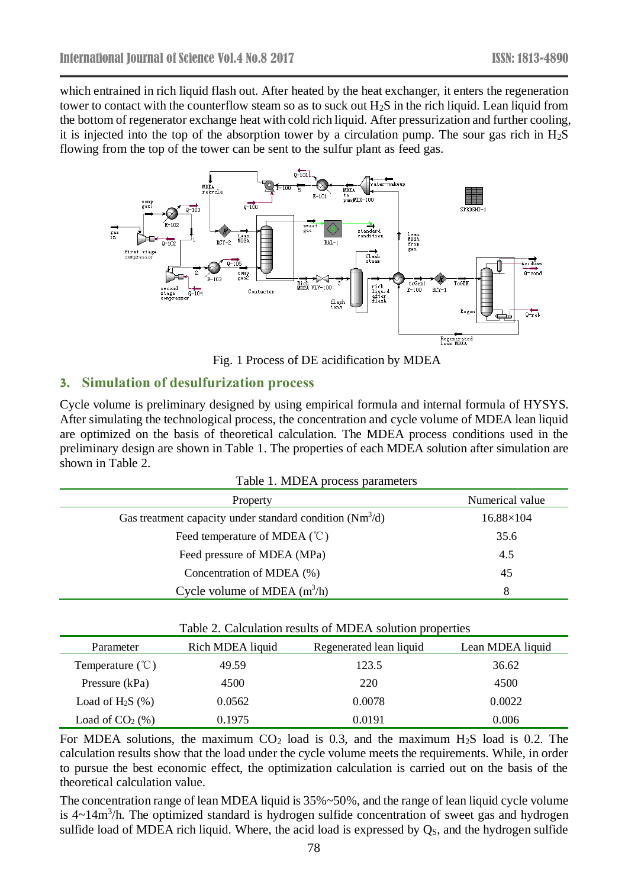which entrained in rich liquid flash out. After heated by the heat exchanger, it enters the regeneration tower to contact with the counterflow steam so as to suck out $H_2S$ in the rich liquid. Lean liquid from the bottom of regenerator exchange heat with cold rich liquid. After pressurization and further cooling, it is injected into the top of the absorption tower by a circulation pump. The sour gas rich in $H_2S$ flowing from the top of the tower can be sent to the sulfur plant as feed gas.

Fig. 1 Process of DE acidification by MDEA

## 3. Simulation of desulfurization process

Cycle volume is preliminary designed by using empirical formula and internal formula of HYSYS. After simulating the technological process, the concentration and cycle volume of MDEA lean liquid are optimized on the basis of theoretical calculation. The MDEA process conditions used in the preliminary design are shown in Table 1. The properties of each MDEA solution after simulation are shown in Table 2.

Table 1. MDEA process parameters

| Property | Numerical value |
|---|---|
| Gas treatment capacity under standard condition ($Nm^3$/d) | 16.88×104 |
| Feed temperature of MDEA (℃) | 35.6 |
| Feed pressure of MDEA (MPa) | 4.5 |
| Concentration of MDEA (%) | 45 |
| Cycle volume of MDEA ($m^3$/h) | 8 |

Table 2. Calculation results of MDEA solution properties

| Parameter | Rich MDEA liquid | Regenerated lean liquid | Lean MDEA liquid |
|---|---|---|---|
| Temperature (℃) | 49.59 | 123.5 | 36.62 |
| Pressure (kPa) | 4500 | 220 | 4500 |
| Load of $H_2S$ (%) | 0.0562 | 0.0078 | 0.0022 |
| Load of $CO_2$ (%) | 0.1975 | 0.0191 | 0.006 |

For MDEA solutions, the maximum $CO_2$ load is 0.3, and the maximum $H_2S$ load is 0.2. The calculation results show that the load under the cycle volume meets the requirements. While, in order to pursue the best economic effect, the optimization calculation is carried out on the basis of the theoretical calculation value.

The concentration range of lean MDEA liquid is 35%~50%, and the range of lean liquid cycle volume is 4~14$m^3$/h. The optimized standard is hydrogen sulfide concentration of sweet gas and hydrogen sulfide load of MDEA rich liquid. Where, the acid load is expressed by $Q_S$, and the hydrogen sulfide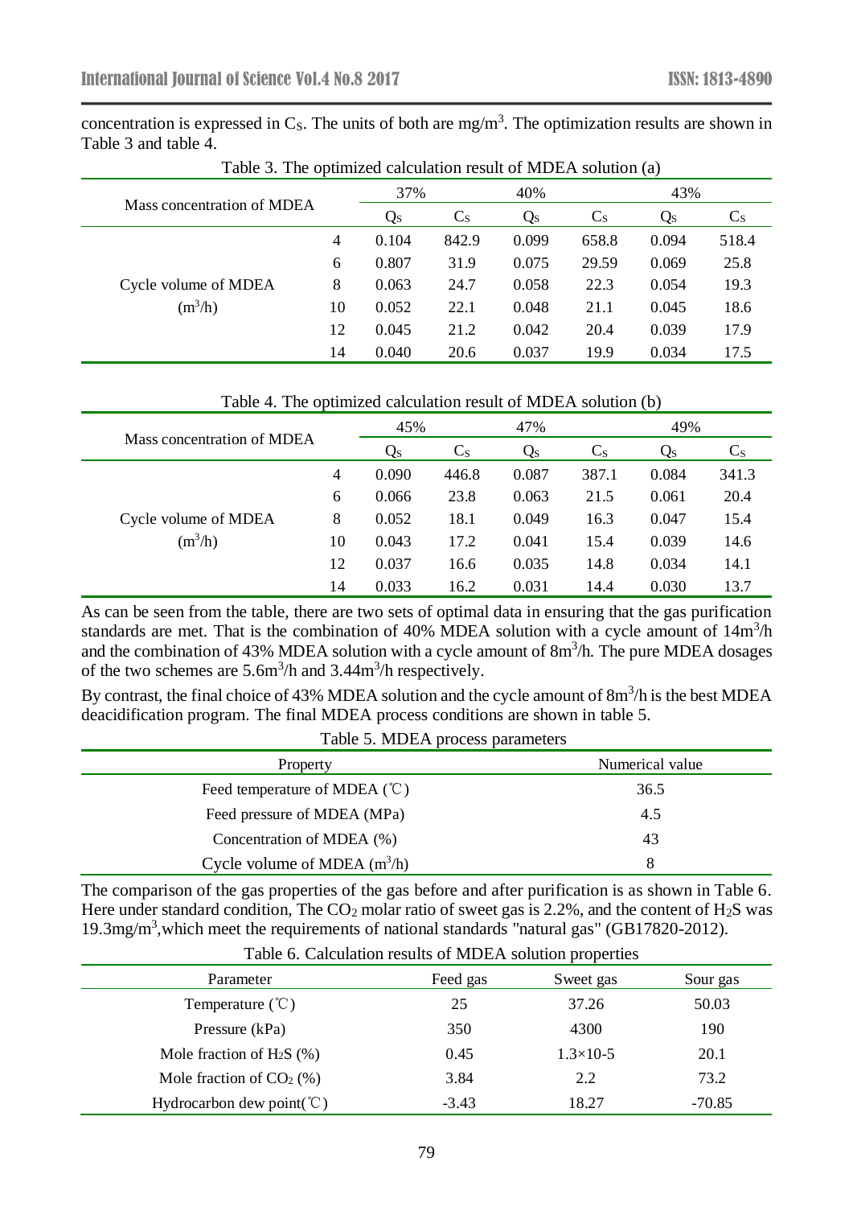concentration is expressed in $C_S$. The units of both are mg/m$^3$. The optimization results are shown in Table 3 and table 4.

Table 3. The optimized calculation result of MDEA solution (a)

| Mass concentration of MDEA | | 37% | | 40% | | 43% | |
|---|---|---|---|---|---|---|---|
| | | $Q_S$ | $C_S$ | $Q_S$ | $C_S$ | $Q_S$ | $C_S$ |
| Cycle volume of MDEA (m$^3$/h) | 4 | 0.104 | 842.9 | 0.099 | 658.8 | 0.094 | 518.4 |
| | 6 | 0.807 | 31.9 | 0.075 | 29.59 | 0.069 | 25.8 |
| | 8 | 0.063 | 24.7 | 0.058 | 22.3 | 0.054 | 19.3 |
| | 10 | 0.052 | 22.1 | 0.048 | 21.1 | 0.045 | 18.6 |
| | 12 | 0.045 | 21.2 | 0.042 | 20.4 | 0.039 | 17.9 |
| | 14 | 0.040 | 20.6 | 0.037 | 19.9 | 0.034 | 17.5 |

Table 4. The optimized calculation result of MDEA solution (b)

| Mass concentration of MDEA | | 45% | | 47% | | 49% | |
|---|---|---|---|---|---|---|---|
| | | $Q_S$ | $C_S$ | $Q_S$ | $C_S$ | $Q_S$ | $C_S$ |
| Cycle volume of MDEA (m$^3$/h) | 4 | 0.090 | 446.8 | 0.087 | 387.1 | 0.084 | 341.3 |
| | 6 | 0.066 | 23.8 | 0.063 | 21.5 | 0.061 | 20.4 |
| | 8 | 0.052 | 18.1 | 0.049 | 16.3 | 0.047 | 15.4 |
| | 10 | 0.043 | 17.2 | 0.041 | 15.4 | 0.039 | 14.6 |
| | 12 | 0.037 | 16.6 | 0.035 | 14.8 | 0.034 | 14.1 |
| | 14 | 0.033 | 16.2 | 0.031 | 14.4 | 0.030 | 13.7 |

As can be seen from the table, there are two sets of optimal data in ensuring that the gas purification standards are met. That is the combination of 40% MDEA solution with a cycle amount of 14m$^3$/h and the combination of 43% MDEA solution with a cycle amount of 8m$^3$/h. The pure MDEA dosages of the two schemes are 5.6m$^3$/h and 3.44m$^3$/h respectively.

By contrast, the final choice of 43% MDEA solution and the cycle amount of 8m$^3$/h is the best MDEA deacidification program. The final MDEA process conditions are shown in table 5.

Table 5. MDEA process parameters

| Property | Numerical value |
|---|---|
| Feed temperature of MDEA (℃) | 36.5 |
| Feed pressure of MDEA (MPa) | 4.5 |
| Concentration of MDEA (%) | 43 |
| Cycle volume of MDEA (m$^3$/h) | 8 |

The comparison of the gas properties of the gas before and after purification is as shown in Table 6. Here under standard condition, The $CO_2$ molar ratio of sweet gas is 2.2%, and the content of $H_2S$ was 19.3mg/m$^3$,which meet the requirements of national standards "natural gas" (GB17820-2012).

Table 6. Calculation results of MDEA solution properties

| Parameter | Feed gas | Sweet gas | Sour gas |
|---|---|---|---|
| Temperature (℃) | 25 | 37.26 | 50.03 |
| Pressure (kPa) | 350 | 4300 | 190 |
| Mole fraction of $H_2S$ (%) | 0.45 | 1.3×10-5 | 20.1 |
| Mole fraction of $CO_2$ (%) | 3.84 | 2.2 | 73.2 |
| Hydrocarbon dew point(℃) | -3.43 | 18.27 | -70.85 |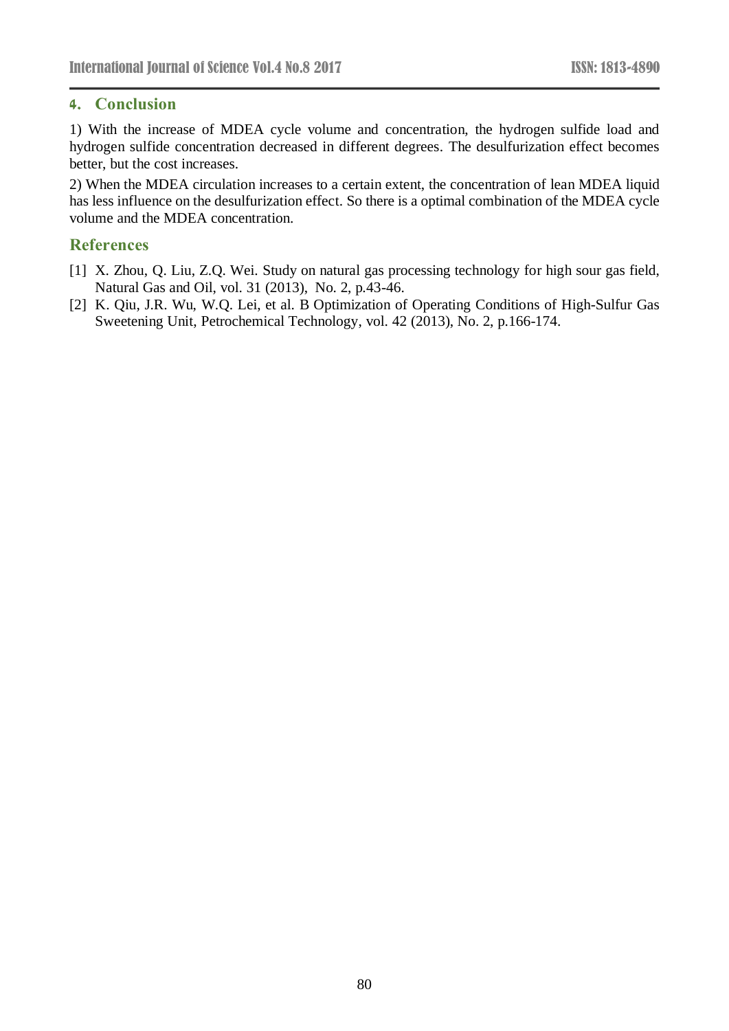## 4. Conclusion

1) With the increase of MDEA cycle volume and concentration, the hydrogen sulfide load and hydrogen sulfide concentration decreased in different degrees. The desulfurization effect becomes better, but the cost increases.

2) When the MDEA circulation increases to a certain extent, the concentration of lean MDEA liquid has less influence on the desulfurization effect. So there is a optimal combination of the MDEA cycle volume and the MDEA concentration.

## References

[1] X. Zhou, Q. Liu, Z.Q. Wei. Study on natural gas processing technology for high sour gas field, Natural Gas and Oil, vol. 31 (2013), No. 2, p.43-46.

[2] K. Qiu, J.R. Wu, W.Q. Lei, et al. B Optimization of Operating Conditions of High-Sulfur Gas Sweetening Unit, Petrochemical Technology, vol. 42 (2013), No. 2, p.166-174.